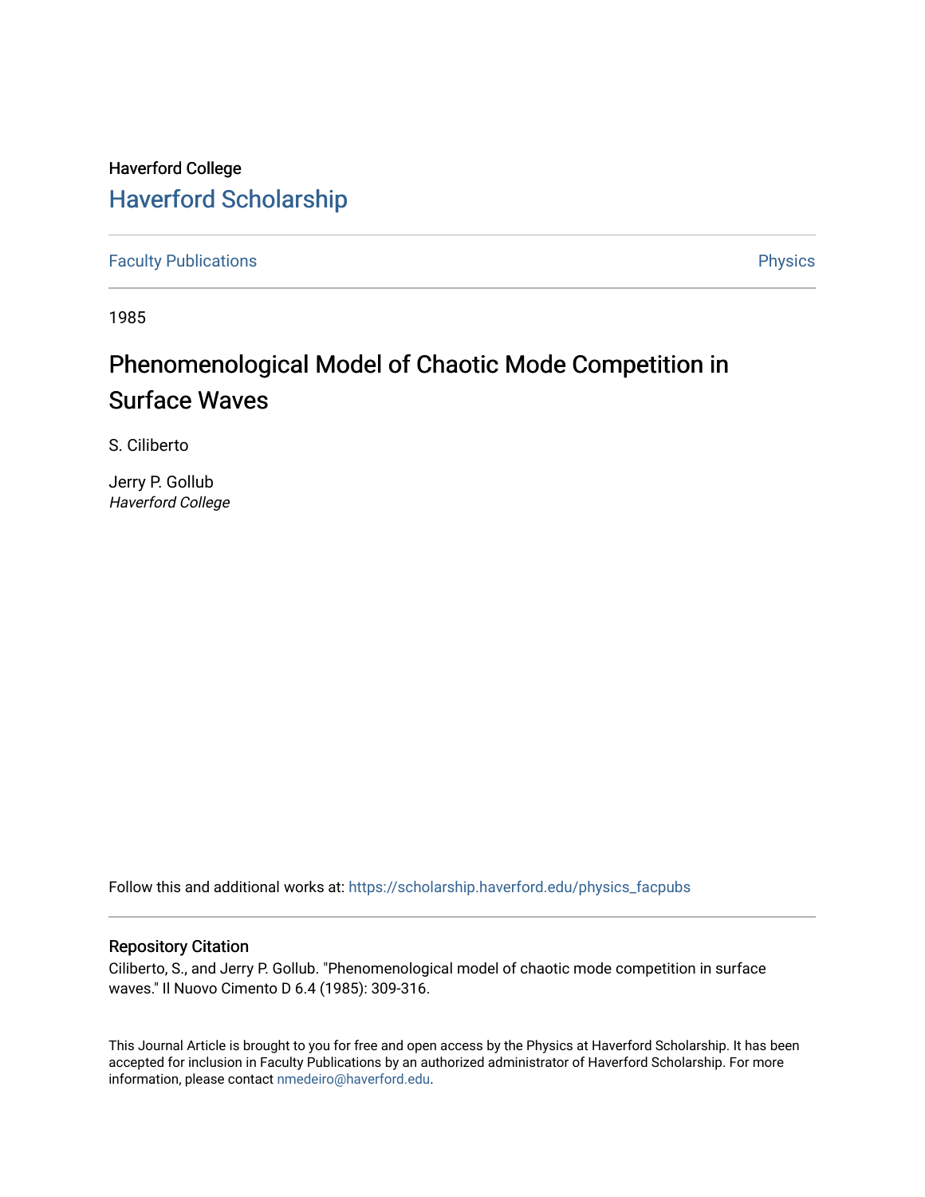Haverford College

# Haverford Scholarship

Faculty Publications

Physics

1985

## Phenomenological Model of Chaotic Mode Competition in Surface Waves

S. Ciliberto

Jerry P. Gollub
*Haverford College*

Follow this and additional works at: https://scholarship.haverford.edu/physics_facpubs

### Repository Citation

Ciliberto, S., and Jerry P. Gollub. "Phenomenological model of chaotic mode competition in surface waves." Il Nuovo Cimento D 6.4 (1985): 309-316.

This Journal Article is brought to you for free and open access by the Physics at Haverford Scholarship. It has been accepted for inclusion in Faculty Publications by an authorized administrator of Haverford Scholarship. For more information, please contact nmedeiro@haverford.edu.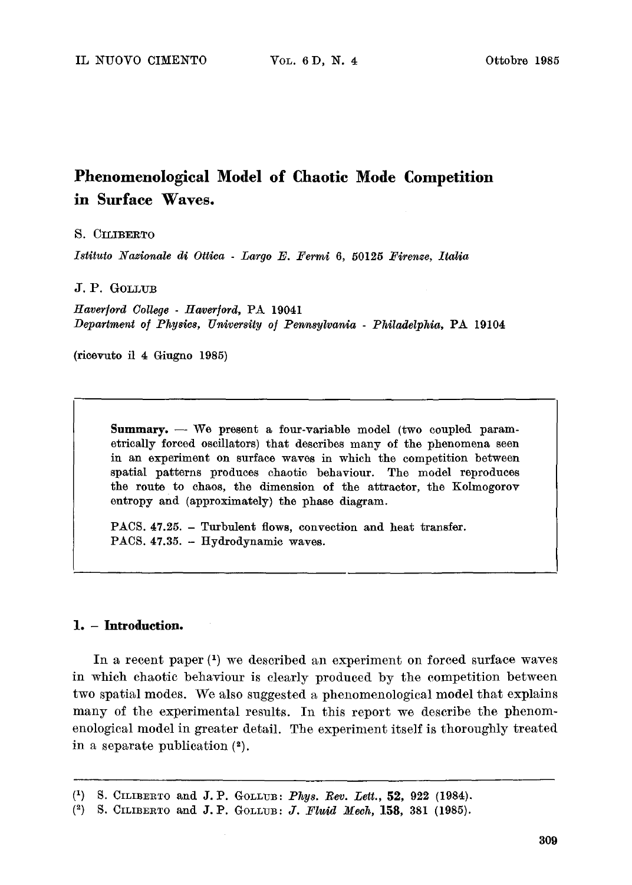# Phenomenological Model of Chaotic Mode Competition in Surface Waves.

S. Ciliberto

*Istituto Nazionale di Ottica - Largo E. Fermi 6, 50125 Firenze, Italia*

J. P. Gollub

*Haverford College - Haverford, PA 19041*
*Department of Physics, University of Pennsylvania - Philadelphia, PA 19104*

(ricevuto il 4 Giugno 1985)

**Summary.** — We present a four-variable model (two coupled parametrically forced oscillators) that describes many of the phenomena seen in an experiment on surface waves in which the competition between spatial patterns produces chaotic behaviour. The model reproduces the route to chaos, the dimension of the attractor, the Kolmogorov entropy and (approximately) the phase diagram.

PACS. 47.25. – Turbulent flows, convection and heat transfer.
PACS. 47.35. – Hydrodynamic waves.

## 1. – Introduction.

In a recent paper [1] we described an experiment on forced surface waves in which chaotic behaviour is clearly produced by the competition between two spatial modes. We also suggested a phenomenological model that explains many of the experimental results. In this report we describe the phenomenological model in greater detail. The experiment itself is thoroughly treated in a separate publication [2].

---

[1] S. Ciliberto and J. P. Gollub: *Phys. Rev. Lett.*, **52**, 922 (1984).
[2] S. Ciliberto and J. P. Gollub: *J. Fluid Mech*, **158**, 381 (1985).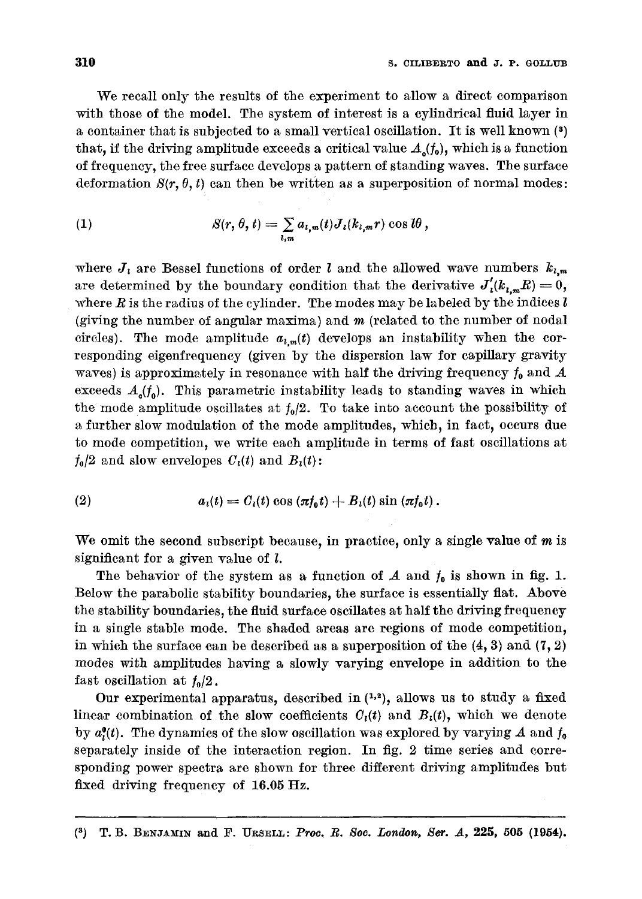We recall only the results of the experiment to allow a direct comparison with those of the model. The system of interest is a cylindrical fluid layer in a container that is subjected to a small vertical oscillation. It is well known [3] that, if the driving amplitude exceeds a critical value $A_c(f_0)$, which is a function of frequency, the free surface develops a pattern of standing waves. The surface deformation $S(r, \theta, t)$ can then be written as a superposition of normal modes:

$$S(r, \theta, t) = \sum_{l,m} a_{l,m}(t) J_l(k_{l,m} r) \cos l\theta \,, \tag{1}$$

where $J_l$ are Bessel functions of order $l$ and the allowed wave numbers $k_{l,m}$ are determined by the boundary condition that the derivative $J'_l(k_{l,m}R) = 0$, where $R$ is the radius of the cylinder. The modes may be labeled by the indices $l$ (giving the number of angular maxima) and $m$ (related to the number of nodal circles). The mode amplitude $a_{l,m}(t)$ develops an instability when the corresponding eigenfrequency (given by the dispersion law for capillary gravity waves) is approximately in resonance with half the driving frequency $f_0$ and $A$ exceeds $A_c(f_0)$. This parametric instability leads to standing waves in which the mode amplitude oscillates at $f_0/2$. To take into account the possibility of a further slow modulation of the mode amplitudes, which, in fact, occurs due to mode competition, we write each amplitude in terms of fast oscillations at $f_0/2$ and slow envelopes $C_l(t)$ and $B_l(t)$:

$$a_l(t) = C_l(t) \cos(\pi f_0 t) + B_l(t) \sin(\pi f_0 t) \,. \tag{2}$$

We omit the second subscript because, in practice, only a single value of $m$ is significant for a given value of $l$.

The behavior of the system as a function of $A$ and $f_0$ is shown in fig. 1. Below the parabolic stability boundaries, the surface is essentially flat. Above the stability boundaries, the fluid surface oscillates at half the driving frequency in a single stable mode. The shaded areas are regions of mode competition, in which the surface can be described as a superposition of the (4, 3) and (7, 2) modes with amplitudes having a slowly varying envelope in addition to the fast oscillation at $f_0/2$.

Our experimental apparatus, described in [1,2], allows us to study a fixed linear combination of the slow coefficients $C_l(t)$ and $B_l(t)$, which we denote by $a_l^0(t)$. The dynamics of the slow oscillation was explored by varying $A$ and $f_0$ separately inside of the interaction region. In fig. 2 time series and corresponding power spectra are shown for three different driving amplitudes but fixed driving frequency of 16.05 Hz.

---

[3] T. B. BENJAMIN and F. URSELL: *Proc. R. Soc. London, Ser. A*, **225**, 505 (1954).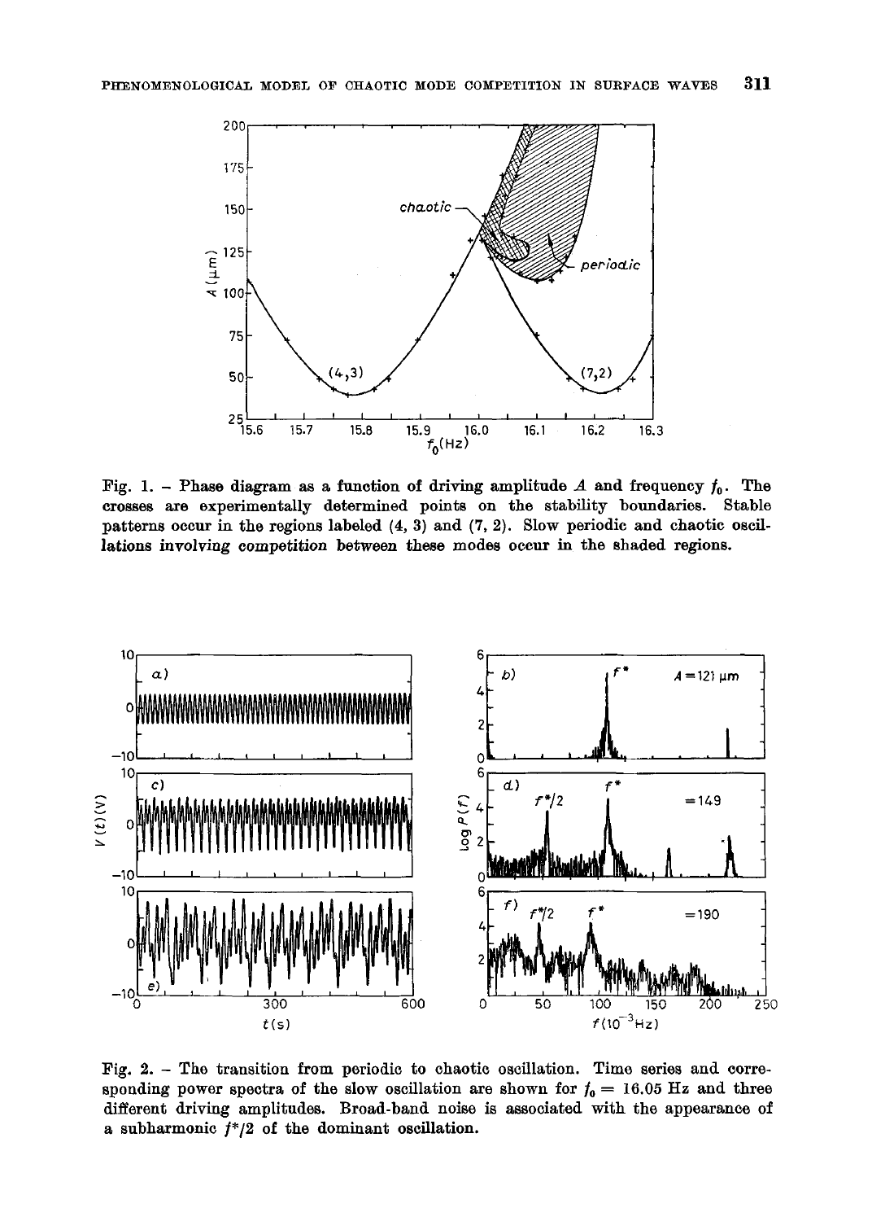Fig. 1. – Phase diagram as a function of driving amplitude $A$ and frequency $f_0$. The crosses are experimentally determined points on the stability boundaries. Stable patterns occur in the regions labeled (4, 3) and (7, 2). Slow periodic and chaotic oscillations involving competition between these modes occur in the shaded regions.

Fig. 2. – The transition from periodic to chaotic oscillation. Time series and corresponding power spectra of the slow oscillation are shown for $f_0 = 16.05$ Hz and three different driving amplitudes. Broad-band noise is associated with the appearance of a subharmonic $f^*/2$ of the dominant oscillation.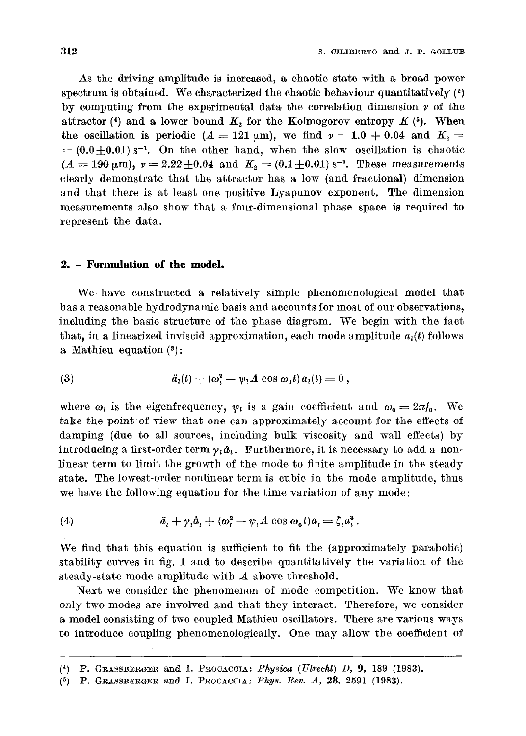As the driving amplitude is increased, a chaotic state with a broad power spectrum is obtained. We characterized the chaotic behaviour quantitatively [2] by computing from the experimental data the correlation dimension $\nu$ of the attractor [4] and a lower bound $K_2$ for the Kolmogorov entropy $K$ [5]. When the oscillation is periodic ($A = 121\ \mu\text{m}$), we find $\nu = 1.0 + 0.04$ and $K_2 = (0.0 \pm 0.01)\ \text{s}^{-1}$. On the other hand, when the slow oscillation is chaotic ($A = 190\ \mu\text{m}$), $\nu = 2.22 \pm 0.04$ and $K_2 = (0.1 \pm 0.01)\ \text{s}^{-1}$. These measurements clearly demonstrate that the attractor has a low (and fractional) dimension and that there is at least one positive Lyapunov exponent. The dimension measurements also show that a four-dimensional phase space is required to represent the data.

## 2. – Formulation of the model.

We have constructed a relatively simple phenomenological model that has a reasonable hydrodynamic basis and accounts for most of our observations, including the basic structure of the phase diagram. We begin with the fact that, in a linearized inviscid approximation, each mode amplitude $a_l(t)$ follows a Mathieu equation [3]:

$$\ddot{a}_l(t) + (\omega_l^2 - \psi_l A \cos \omega_0 t)\, a_l(t) = 0\,, \tag{3}$$

where $\omega_l$ is the eigenfrequency, $\psi_l$ is a gain coefficient and $\omega_0 = 2\pi f_0$. We take the point of view that one can approximately account for the effects of damping (due to all sources, including bulk viscosity and wall effects) by introducing a first-order term $\gamma_l \dot{a}_l$. Furthermore, it is necessary to add a nonlinear term to limit the growth of the mode to finite amplitude in the steady state. The lowest-order nonlinear term is cubic in the mode amplitude, thus we have the following equation for the time variation of any mode:

$$\ddot{a}_l + \gamma_l \dot{a}_l + (\omega_l^2 - \psi_l A \cos \omega_0 t)\, a_l = \zeta_l a_l^3\,. \tag{4}$$

We find that this equation is sufficient to fit the (approximately parabolic) stability curves in fig. 1 and to describe quantitatively the variation of the steady-state mode amplitude with $A$ above threshold.

Next we consider the phenomenon of mode competition. We know that only two modes are involved and that they interact. Therefore, we consider a model consisting of two coupled Mathieu oscillators. There are various ways to introduce coupling phenomenologically. One may allow the coefficient of

---

[4] P. Grassberger and I. Procaccia: *Physica (Utrecht) D*, **9**, 189 (1983).

[5] P. Grassberger and I. Procaccia: *Phys. Rev. A*, **28**, 2591 (1983).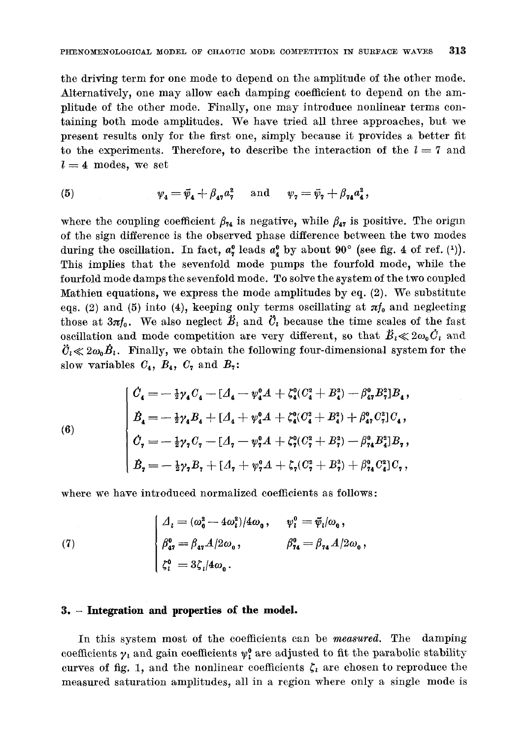the driving term for one mode to depend on the amplitude of the other mode. Alternatively, one may allow each damping coefficient to depend on the amplitude of the other mode. Finally, one may introduce nonlinear terms containing both mode amplitudes. We have tried all three approaches, but we present results only for the first one, simply because it provides a better fit to the experiments. Therefore, to describe the interaction of the $l = 7$ and $l = 4$ modes, we set

$$\psi_4 = \bar{\psi}_4 + \beta_{47} a_7^2 \quad \text{and} \quad \psi_7 = \bar{\psi}_7 + \beta_{74} a_4^2 , \tag{5}$$

where the coupling coefficient $\beta_{74}$ is negative, while $\beta_{47}$ is positive. The origin of the sign difference is the observed phase difference between the two modes during the oscillation. In fact, $a_7^0$ leads $a_4^0$ by about 90° (see fig. 4 of ref. [1]). This implies that the sevenfold mode pumps the fourfold mode, while the fourfold mode damps the sevenfold mode. To solve the system of the two coupled Mathieu equations, we express the mode amplitudes by eq. (2). We substitute eqs. (2) and (5) into (4), keeping only terms oscillating at $\pi f_0$ and neglecting those at $3\pi f_0$. We also neglect $\ddot{B}_l$ and $\ddot{C}_l$ because the time scales of the fast oscillation and mode competition are very different, so that $\ddot{B}_l \ll 2\omega_0 \dot{C}_l$ and $\ddot{C}_l \ll 2\omega_0 \dot{B}_l$. Finally, we obtain the following four-dimensional system for the slow variables $C_4$, $B_4$, $C_7$ and $B_7$:

$$\begin{cases} \dot{C}_4 = -\frac{1}{2}\gamma_4 C_4 - [\Delta_4 - \psi_4^0 A + \zeta_4^0 (C_4^2 + B_4^2) - \beta_{47}^0 B_7^2] B_4 , \\ \dot{B}_4 = -\frac{1}{2}\gamma_4 B_4 + [\Delta_4 + \psi_4^0 A + \zeta_4^0 (C_4^2 + B_4^2) + \beta_{47}^0 C_7^2] C_4 , \\ \dot{C}_7 = -\frac{1}{2}\gamma_7 C_7 - [\Delta_7 - \psi_7^0 A + \zeta_7^0 (C_7^2 + B_7^2) - \beta_{74}^0 B_4^2] B_7 , \\ \dot{B}_7 = -\frac{1}{2}\gamma_7 B_7 + [\Delta_7 + \psi_7^0 A + \zeta_7 (C_7^2 + B_7^2) + \beta_{74}^0 C_4^2] C_7 , \end{cases} \tag{6}$$

where we have introduced normalized coefficients as follows:

$$\begin{cases} \Delta_l = (\omega_0^2 - 4\omega_l^2)/4\omega_0 , & \psi_l^0 = \bar{\psi}_l/\omega_0 , \\ \beta_{47}^0 = \beta_{47} A/2\omega_0 , & \beta_{74}^0 = \beta_{74} A/2\omega_0 , \\ \zeta_l^0 = 3\zeta_l/4\omega_0 . \end{cases} \tag{7}$$

## 3. – Integration and properties of the model.

In this system most of the coefficients can be *measured*. The damping coefficients $\gamma_l$ and gain coefficients $\psi_l^0$ are adjusted to fit the parabolic stability curves of fig. 1, and the nonlinear coefficients $\zeta_l$ are chosen to reproduce the measured saturation amplitudes, all in a region where only a single mode is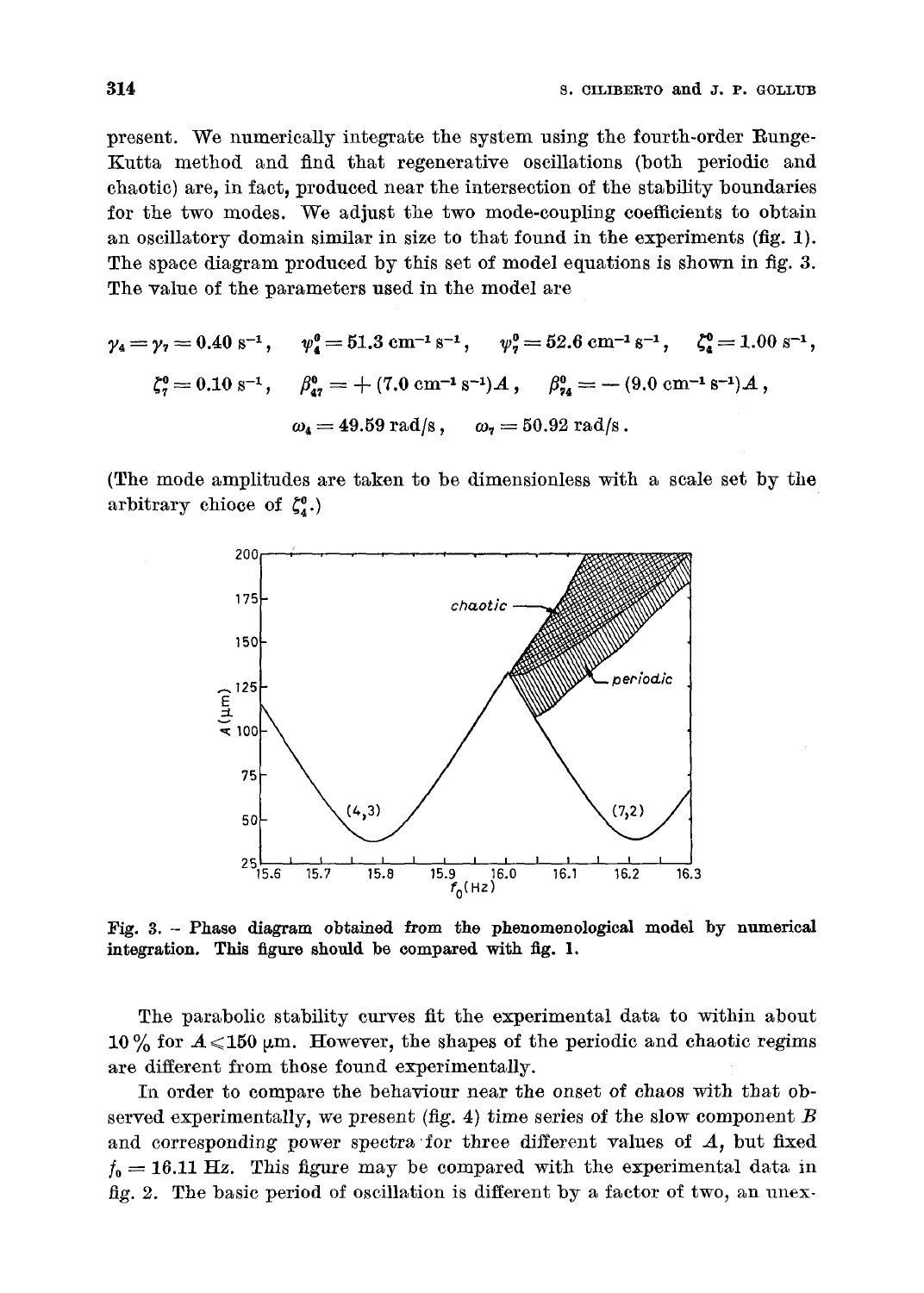present. We numerically integrate the system using the fourth-order Runge-Kutta method and find that regenerative oscillations (both periodic and chaotic) are, in fact, produced near the intersection of the stability boundaries for the two modes. We adjust the two mode-coupling coefficients to obtain an oscillatory domain similar in size to that found in the experiments (fig. 1). The space diagram produced by this set of model equations is shown in fig. 3. The value of the parameters used in the model are

$$\gamma_4 = \gamma_7 = 0.40\ \text{s}^{-1}, \quad \psi_4^0 = 51.3\ \text{cm}^{-1}\,\text{s}^{-1}, \quad \psi_7^0 = 52.6\ \text{cm}^{-1}\,\text{s}^{-1}, \quad \zeta_4^0 = 1.00\ \text{s}^{-1},$$

$$\zeta_7^0 = 0.10\ \text{s}^{-1}, \quad \beta_{47}^0 = +(7.0\ \text{cm}^{-1}\,\text{s}^{-1})A, \quad \beta_{74}^0 = -(9.0\ \text{cm}^{-1}\,\text{s}^{-1})A,$$

$$\omega_4 = 49.59\ \text{rad/s}, \quad \omega_7 = 50.92\ \text{rad/s}.$$

(The mode amplitudes are taken to be dimensionless with a scale set by the arbitrary chioce of $\zeta_4^0$.)

Fig. 3. – Phase diagram obtained from the phenomenological model by numerical integration. This figure should be compared with fig. 1.

The parabolic stability curves fit the experimental data to within about 10 % for $A \leq 150\ \mu\text{m}$. However, the shapes of the periodic and chaotic regims are different from those found experimentally.

In order to compare the behaviour near the onset of chaos with that observed experimentally, we present (fig. 4) time series of the slow component $B$ and corresponding power spectra for three different values of $A$, but fixed $f_0 = 16.11$ Hz. This figure may be compared with the experimental data in fig. 2. The basic period of oscillation is different by a factor of two, an unex-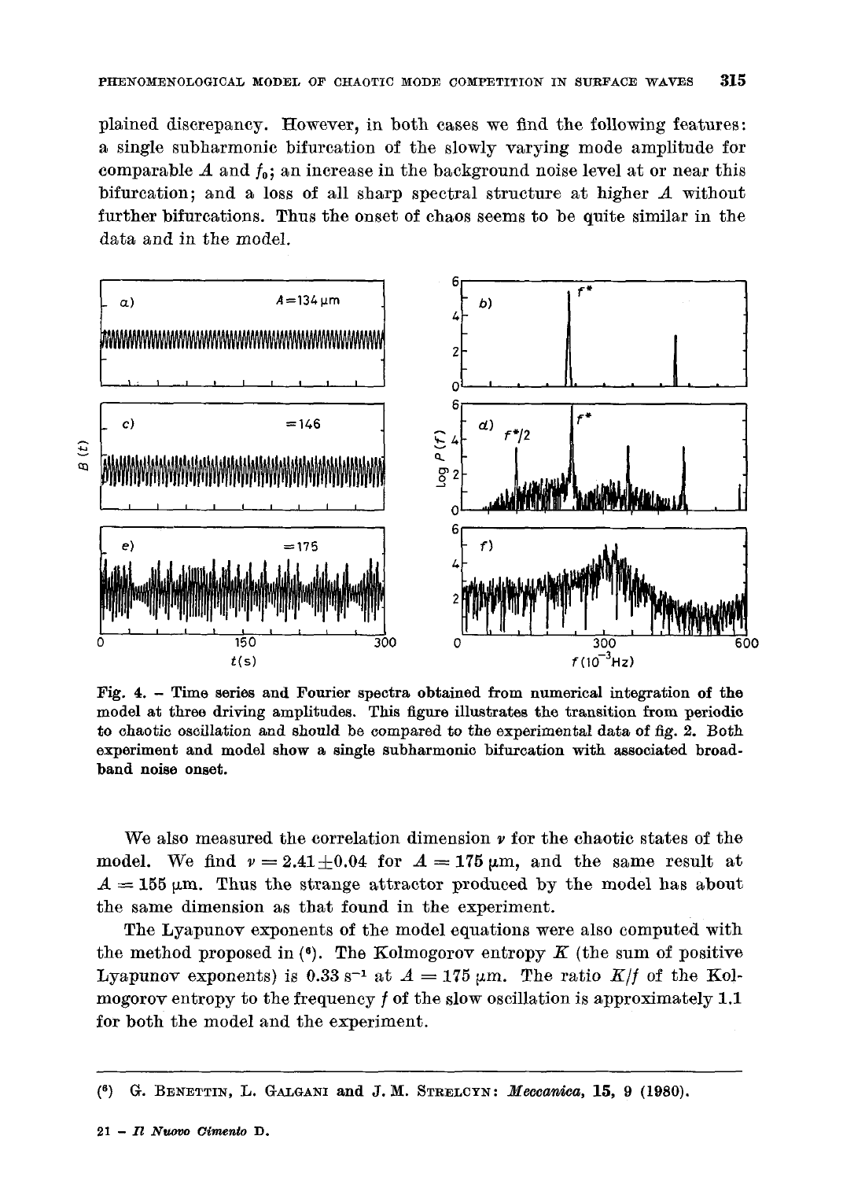plained discrepancy. However, in both cases we find the following features: a single subharmonic bifurcation of the slowly varying mode amplitude for comparable $A$ and $f_0$; an increase in the background noise level at or near this bifurcation; and a loss of all sharp spectral structure at higher $A$ without further bifurcations. Thus the onset of chaos seems to be quite similar in the data and in the model.

Fig. 4. – Time series and Fourier spectra obtained from numerical integration of the model at three driving amplitudes. This figure illustrates the transition from periodic to chaotic oscillation and should be compared to the experimental data of fig. 2. Both experiment and model show a single subharmonic bifurcation with associated broad-band noise onset.

We also measured the correlation dimension $\nu$ for the chaotic states of the model. We find $\nu = 2.41 \pm 0.04$ for $A = 175\ \mu\text{m}$, and the same result at $A = 155\ \mu\text{m}$. Thus the strange attractor produced by the model has about the same dimension as that found in the experiment.

The Lyapunov exponents of the model equations were also computed with the method proposed in [6]. The Kolmogorov entropy $K$ (the sum of positive Lyapunov exponents) is $0.33\ \text{s}^{-1}$ at $A = 175\ \mu\text{m}$. The ratio $K/f$ of the Kolmogorov entropy to the frequency $f$ of the slow oscillation is approximately 1.1 for both the model and the experiment.

---

[6] G. Benettin, L. Galgani and J. M. Strelcyn: *Meccanica*, **15**, 9 (1980).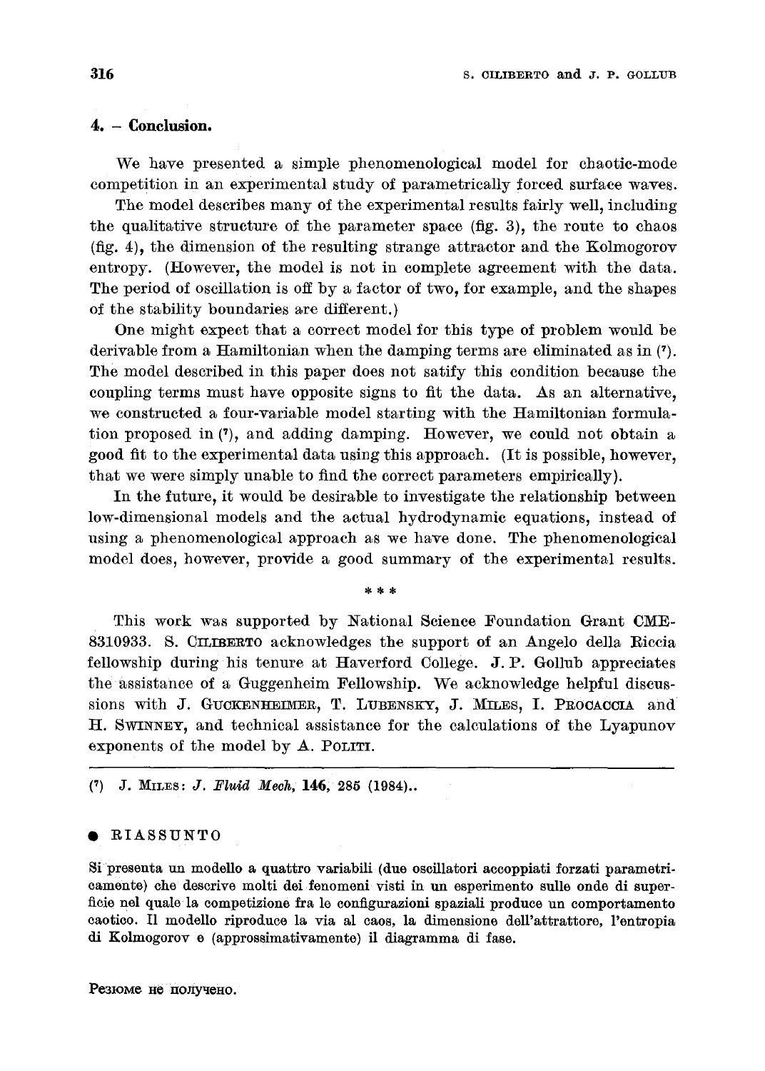## 4. – Conclusion.

We have presented a simple phenomenological model for chaotic-mode competition in an experimental study of parametrically forced surface waves.

The model describes many of the experimental results fairly well, including the qualitative structure of the parameter space (fig. 3), the route to chaos (fig. 4), the dimension of the resulting strange attractor and the Kolmogorov entropy. (However, the model is not in complete agreement with the data. The period of oscillation is off by a factor of two, for example, and the shapes of the stability boundaries are different.)

One might expect that a correct model for this type of problem would be derivable from a Hamiltonian when the damping terms are eliminated as in (7). The model described in this paper does not satisfy this condition because the coupling terms must have opposite signs to fit the data. As an alternative, we constructed a four-variable model starting with the Hamiltonian formulation proposed in (7), and adding damping. However, we could not obtain a good fit to the experimental data using this approach. (It is possible, however, that we were simply unable to find the correct parameters empirically).

In the future, it would be desirable to investigate the relationship between low-dimensional models and the actual hydrodynamic equations, instead of using a phenomenological approach as we have done. The phenomenological model does, however, provide a good summary of the experimental results.

\* \* \*

This work was supported by National Science Foundation Grant CME-8310933. S. Ciliberto acknowledges the support of an Angelo della Riccia fellowship during his tenure at Haverford College. J. P. Gollub appreciates the assistance of a Guggenheim Fellowship. We acknowledge helpful discussions with J. Guckenheimer, T. Lubensky, J. Miles, I. Procaccia and H. Swinney, and technical assistance for the calculations of the Lyapunov exponents of the model by A. Politi.

(7) J. Miles: *J. Fluid Mech*, **146**, 285 (1984)..

● RIASSUNTO

Si presenta un modello a quattro variabili (due oscillatori accoppiati forzati parametricamente) che descrive molti dei fenomeni visti in un esperimento sulle onde di superficie nel quale la competizione fra le configurazioni spaziali produce un comportamento caotico. Il modello riproduce la via al caos, la dimensione dell'attrattore, l'entropia di Kolmogorov e (approssimativamente) il diagramma di fase.

Резюме не получено.